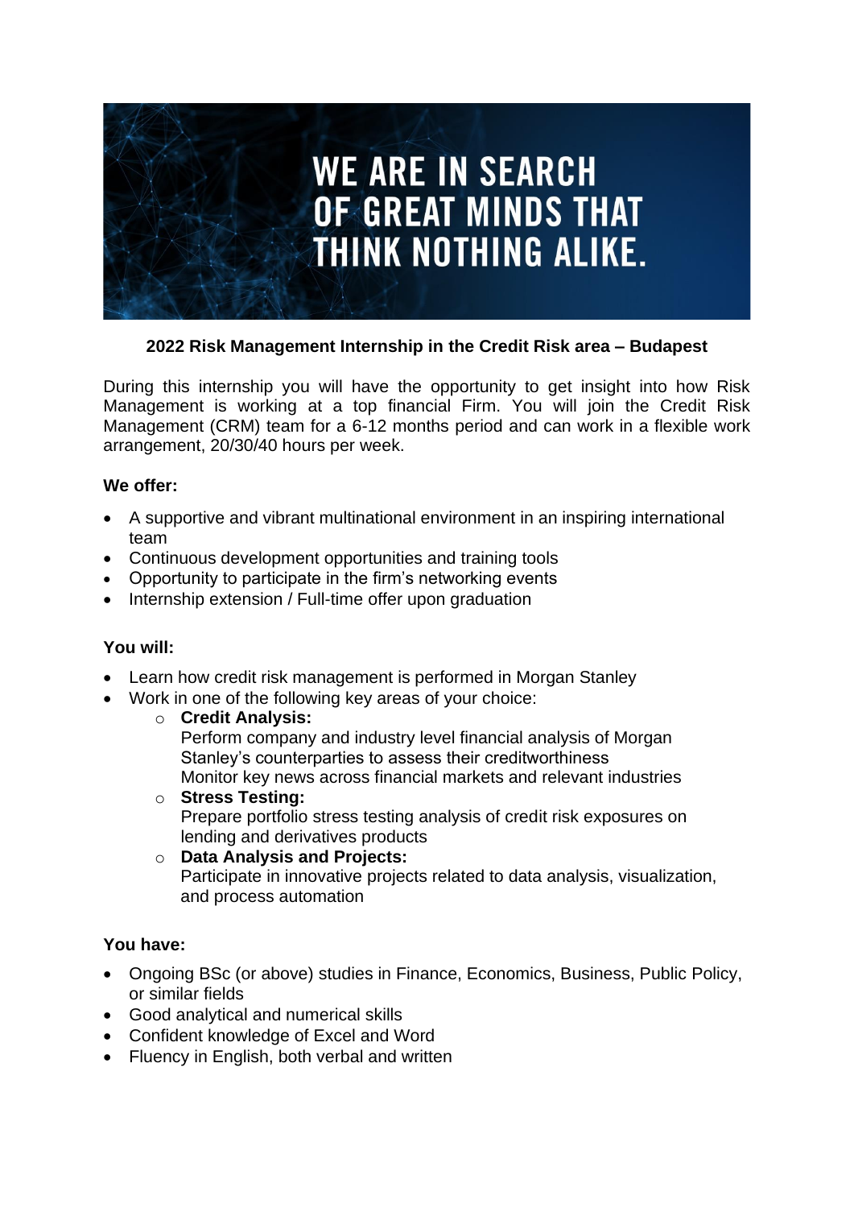WE ARE IN SEARCH OF GREAT MINDS THAT THINK NOTHING ALIKE.

**2022 Risk Management Internship in the Credit Risk area – Budapest**

During this internship you will have the opportunity to get insight into how Risk Management is working at a top financial Firm. You will join the Credit Risk Management (CRM) team for a 6-12 months period and can work in a flexible work arrangement, 20/30/40 hours per week.

**We offer:**

- A supportive and vibrant multinational environment in an inspiring international team
- Continuous development opportunities and training tools
- Opportunity to participate in the firm's networking events
- Internship extension / Full-time offer upon graduation

**You will:**

- Learn how credit risk management is performed in Morgan Stanley
- Work in one of the following key areas of your choice:
  - **Credit Analysis:**
    Perform company and industry level financial analysis of Morgan Stanley's counterparties to assess their creditworthiness
    Monitor key news across financial markets and relevant industries
  - **Stress Testing:**
    Prepare portfolio stress testing analysis of credit risk exposures on lending and derivatives products
  - **Data Analysis and Projects:**
    Participate in innovative projects related to data analysis, visualization, and process automation

**You have:**

- Ongoing BSc (or above) studies in Finance, Economics, Business, Public Policy, or similar fields
- Good analytical and numerical skills
- Confident knowledge of Excel and Word
- Fluency in English, both verbal and written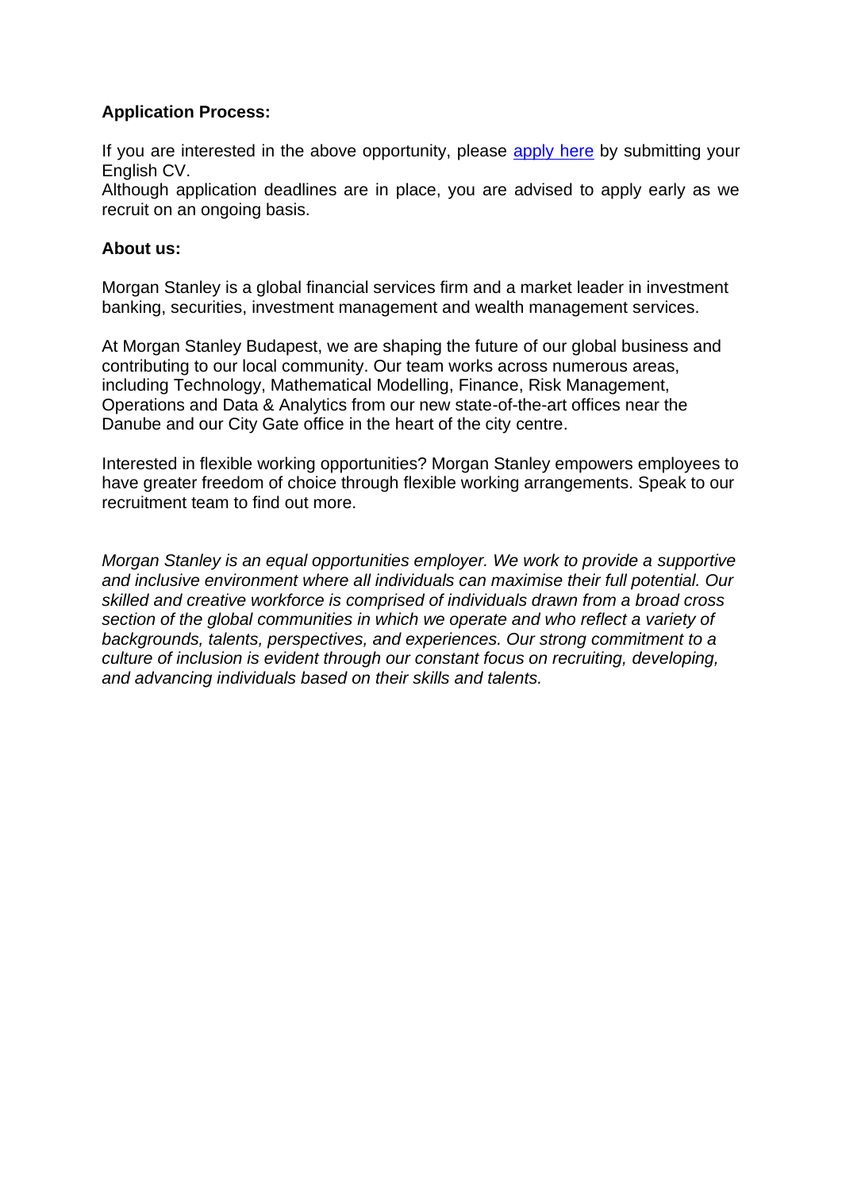**Application Process:**

If you are interested in the above opportunity, please apply here by submitting your English CV.
Although application deadlines are in place, you are advised to apply early as we recruit on an ongoing basis.

**About us:**

Morgan Stanley is a global financial services firm and a market leader in investment banking, securities, investment management and wealth management services.

At Morgan Stanley Budapest, we are shaping the future of our global business and contributing to our local community. Our team works across numerous areas, including Technology, Mathematical Modelling, Finance, Risk Management, Operations and Data & Analytics from our new state-of-the-art offices near the Danube and our City Gate office in the heart of the city centre.

Interested in flexible working opportunities? Morgan Stanley empowers employees to have greater freedom of choice through flexible working arrangements. Speak to our recruitment team to find out more.

*Morgan Stanley is an equal opportunities employer. We work to provide a supportive and inclusive environment where all individuals can maximise their full potential. Our skilled and creative workforce is comprised of individuals drawn from a broad cross section of the global communities in which we operate and who reflect a variety of backgrounds, talents, perspectives, and experiences. Our strong commitment to a culture of inclusion is evident through our constant focus on recruiting, developing, and advancing individuals based on their skills and talents.*